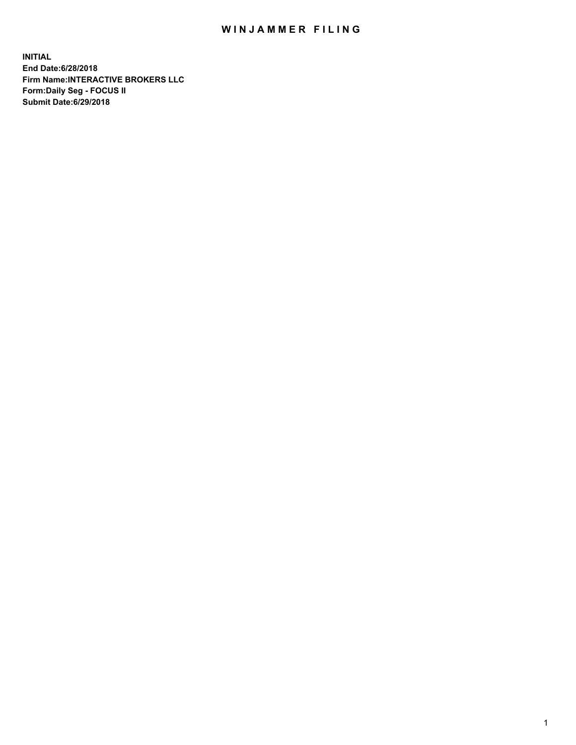# WINJAMMER FILING

**INITIAL**
**End Date:6/28/2018**
**Firm Name:INTERACTIVE BROKERS LLC**
**Form:Daily Seg - FOCUS II**
**Submit Date:6/29/2018**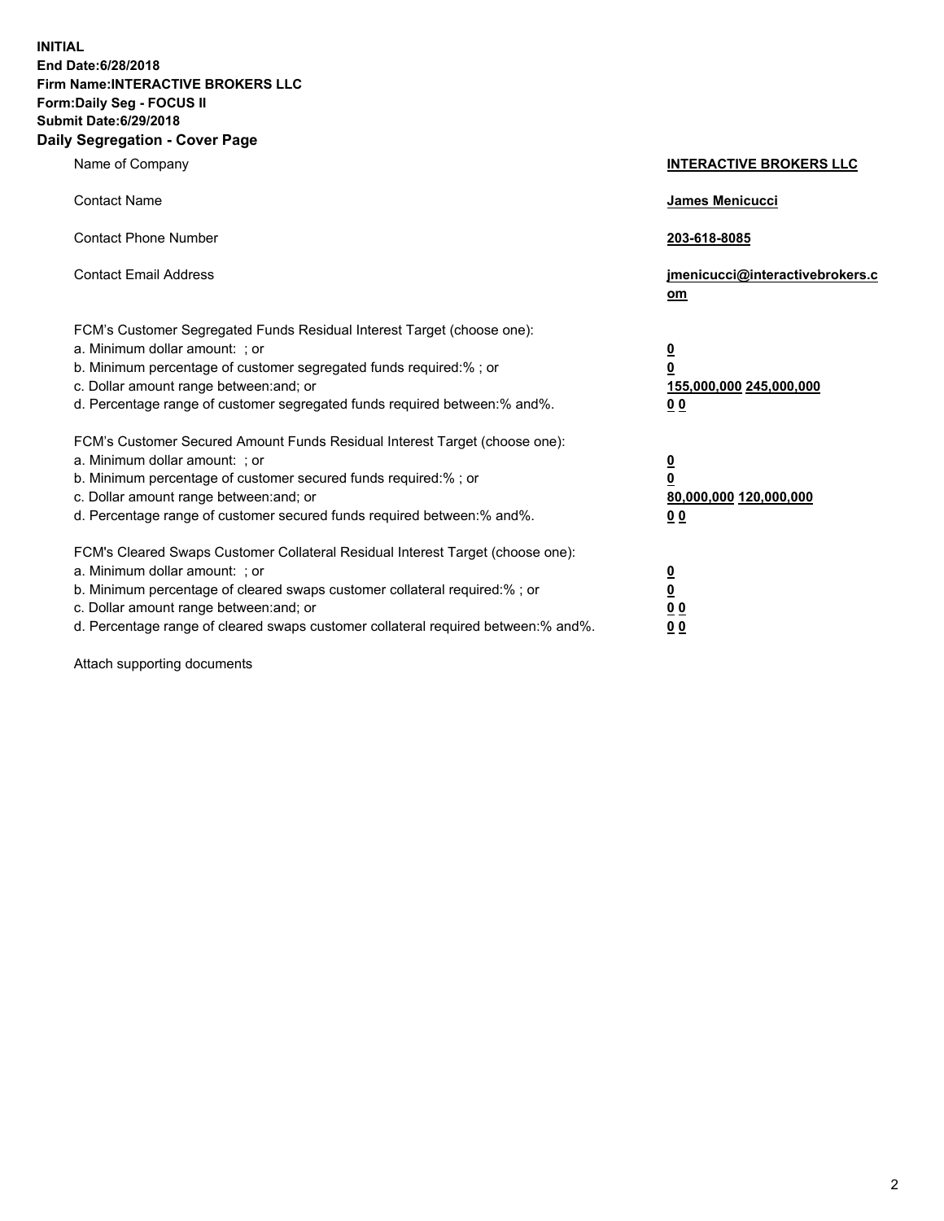**INITIAL**
**End Date:6/28/2018**
**Firm Name:INTERACTIVE BROKERS LLC**
**Form:Daily Seg - FOCUS II**
**Submit Date:6/29/2018**

## Daily Segregation - Cover Page

| | |
|---|---|
| Name of Company | **INTERACTIVE BROKERS LLC** |
| Contact Name | **James Menicucci** |
| Contact Phone Number | **203-618-8085** |
| Contact Email Address | **jmenicucci@interactivebrokers.com** |

FCM's Customer Segregated Funds Residual Interest Target (choose one):

| | |
|---|---|
| a. Minimum dollar amount: ; or | **0** |
| b. Minimum percentage of customer segregated funds required:% ; or | **0** |
| c. Dollar amount range between:and; or | **155,000,000 245,000,000** |
| d. Percentage range of customer segregated funds required between:% and%. | **0 0** |

FCM's Customer Secured Amount Funds Residual Interest Target (choose one):

| | |
|---|---|
| a. Minimum dollar amount: ; or | **0** |
| b. Minimum percentage of customer secured funds required:% ; or | **0** |
| c. Dollar amount range between:and; or | **80,000,000 120,000,000** |
| d. Percentage range of customer secured funds required between:% and%. | **0 0** |

FCM's Cleared Swaps Customer Collateral Residual Interest Target (choose one):

| | |
|---|---|
| a. Minimum dollar amount: ; or | **0** |
| b. Minimum percentage of cleared swaps customer collateral required:% ; or | **0** |
| c. Dollar amount range between:and; or | **0 0** |
| d. Percentage range of cleared swaps customer collateral required between:% and%. | **0 0** |

Attach supporting documents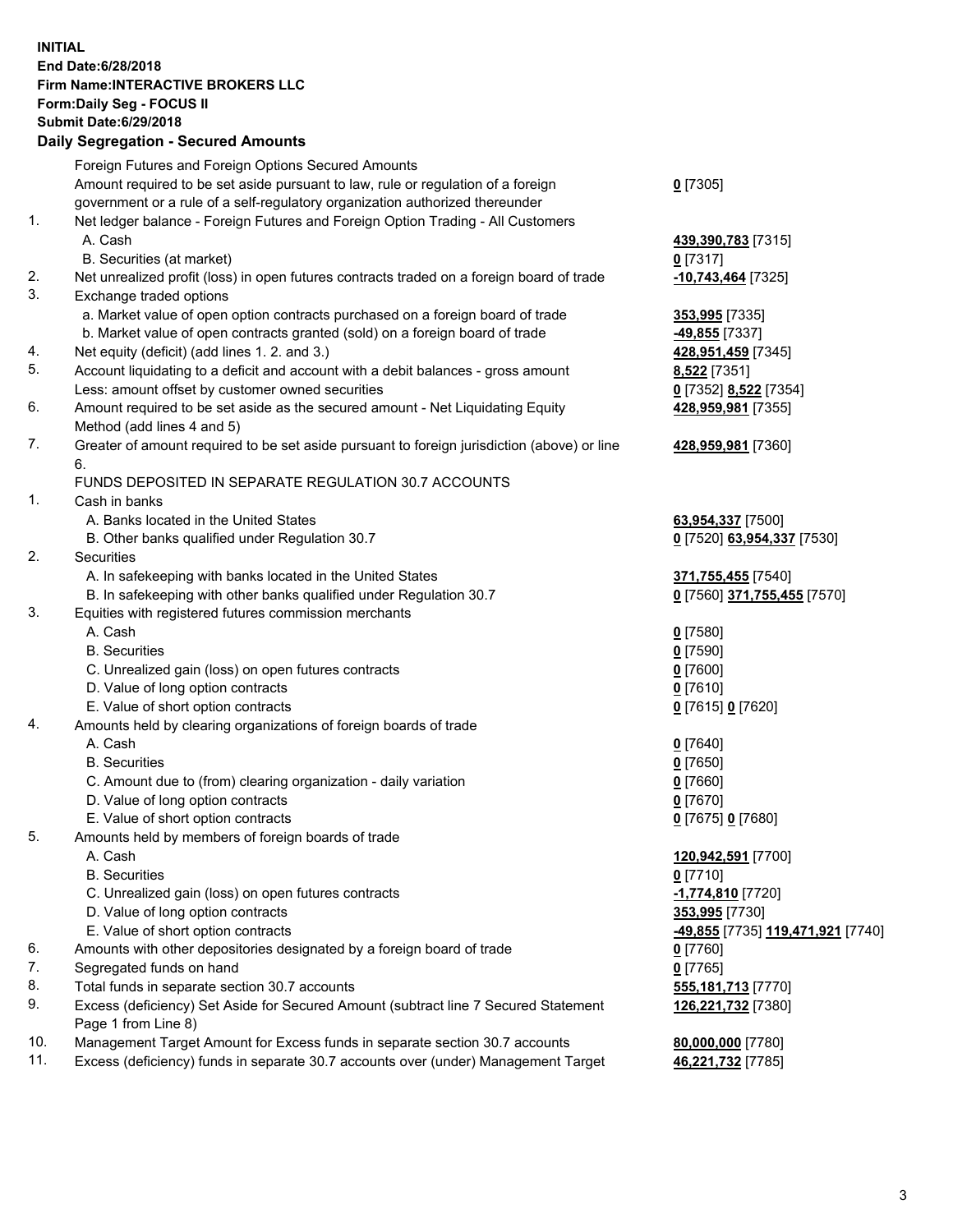**INITIAL**
**End Date:6/28/2018**
**Firm Name:INTERACTIVE BROKERS LLC**
**Form:Daily Seg - FOCUS II**
**Submit Date:6/29/2018**

## Daily Segregation - Secured Amounts

| | | |
|---|---|---|
| | Foreign Futures and Foreign Options Secured Amounts | |
| | Amount required to be set aside pursuant to law, rule or regulation of a foreign government or a rule of a self-regulatory organization authorized thereunder | **0** [7305] |
| 1. | Net ledger balance - Foreign Futures and Foreign Option Trading - All Customers | |
| | A. Cash | **439,390,783** [7315] |
| | B. Securities (at market) | **0** [7317] |
| 2. | Net unrealized profit (loss) in open futures contracts traded on a foreign board of trade | **-10,743,464** [7325] |
| 3. | Exchange traded options | |
| | a. Market value of open option contracts purchased on a foreign board of trade | **353,995** [7335] |
| | b. Market value of open contracts granted (sold) on a foreign board of trade | **-49,855** [7337] |
| 4. | Net equity (deficit) (add lines 1. 2. and 3.) | **428,951,459** [7345] |
| 5. | Account liquidating to a deficit and account with a debit balances - gross amount | **8,522** [7351] |
| | Less: amount offset by customer owned securities | **0** [7352] **8,522** [7354] |
| 6. | Amount required to be set aside as the secured amount - Net Liquidating Equity Method (add lines 4 and 5) | **428,959,981** [7355] |
| 7. | Greater of amount required to be set aside pursuant to foreign jurisdiction (above) or line 6. | **428,959,981** [7360] |
| | FUNDS DEPOSITED IN SEPARATE REGULATION 30.7 ACCOUNTS | |
| 1. | Cash in banks | |
| | A. Banks located in the United States | **63,954,337** [7500] |
| | B. Other banks qualified under Regulation 30.7 | **0** [7520] **63,954,337** [7530] |
| 2. | Securities | |
| | A. In safekeeping with banks located in the United States | **371,755,455** [7540] |
| | B. In safekeeping with other banks qualified under Regulation 30.7 | **0** [7560] **371,755,455** [7570] |
| 3. | Equities with registered futures commission merchants | |
| | A. Cash | **0** [7580] |
| | B. Securities | **0** [7590] |
| | C. Unrealized gain (loss) on open futures contracts | **0** [7600] |
| | D. Value of long option contracts | **0** [7610] |
| | E. Value of short option contracts | **0** [7615] **0** [7620] |
| 4. | Amounts held by clearing organizations of foreign boards of trade | |
| | A. Cash | **0** [7640] |
| | B. Securities | **0** [7650] |
| | C. Amount due to (from) clearing organization - daily variation | **0** [7660] |
| | D. Value of long option contracts | **0** [7670] |
| | E. Value of short option contracts | **0** [7675] **0** [7680] |
| 5. | Amounts held by members of foreign boards of trade | |
| | A. Cash | **120,942,591** [7700] |
| | B. Securities | **0** [7710] |
| | C. Unrealized gain (loss) on open futures contracts | **-1,774,810** [7720] |
| | D. Value of long option contracts | **353,995** [7730] |
| | E. Value of short option contracts | **-49,855** [7735] **119,471,921** [7740] |
| 6. | Amounts with other depositories designated by a foreign board of trade | **0** [7760] |
| 7. | Segregated funds on hand | **0** [7765] |
| 8. | Total funds in separate section 30.7 accounts | **555,181,713** [7770] |
| 9. | Excess (deficiency) Set Aside for Secured Amount (subtract line 7 Secured Statement Page 1 from Line 8) | **126,221,732** [7380] |
| 10. | Management Target Amount for Excess funds in separate section 30.7 accounts | **80,000,000** [7780] |
| 11. | Excess (deficiency) funds in separate 30.7 accounts over (under) Management Target | **46,221,732** [7785] |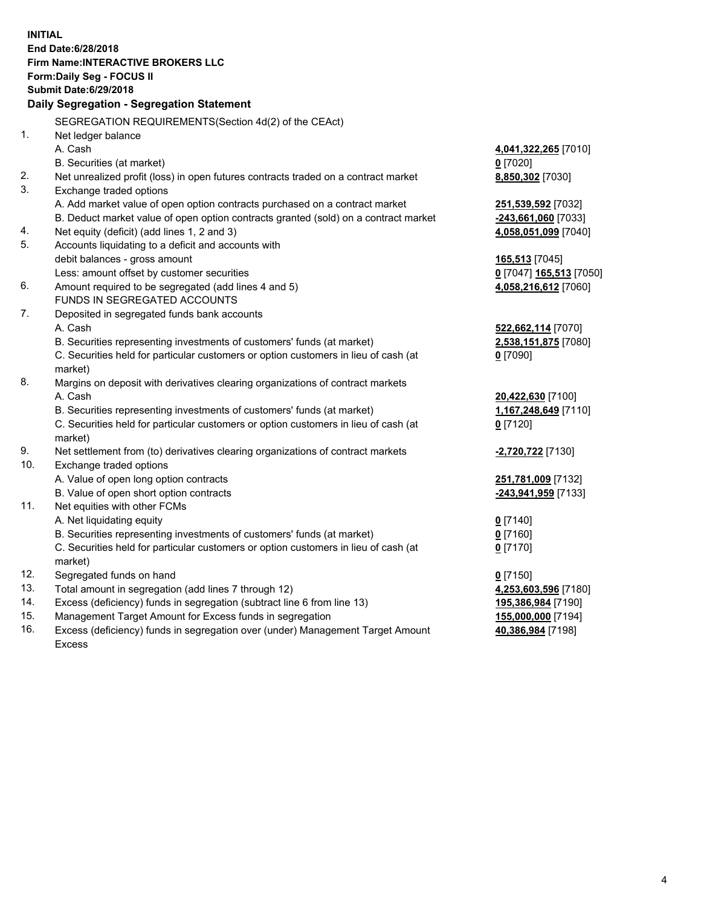**INITIAL**
**End Date:6/28/2018**
**Firm Name:INTERACTIVE BROKERS LLC**
**Form:Daily Seg - FOCUS II**
**Submit Date:6/29/2018**

### Daily Segregation - Segregation Statement

| | | |
|---|---|---|
| | SEGREGATION REQUIREMENTS(Section 4d(2) of the CEAct) | |
| 1. | Net ledger balance | |
| | A. Cash | **4,041,322,265** [7010] |
| | B. Securities (at market) | **0** [7020] |
| 2. | Net unrealized profit (loss) in open futures contracts traded on a contract market | **8,850,302** [7030] |
| 3. | Exchange traded options | |
| | A. Add market value of open option contracts purchased on a contract market | **251,539,592** [7032] |
| | B. Deduct market value of open option contracts granted (sold) on a contract market | **-243,661,060** [7033] |
| 4. | Net equity (deficit) (add lines 1, 2 and 3) | **4,058,051,099** [7040] |
| 5. | Accounts liquidating to a deficit and accounts with | |
| | debit balances - gross amount | **165,513** [7045] |
| | Less: amount offset by customer securities | **0** [7047] **165,513** [7050] |
| 6. | Amount required to be segregated (add lines 4 and 5) | **4,058,216,612** [7060] |
| | FUNDS IN SEGREGATED ACCOUNTS | |
| 7. | Deposited in segregated funds bank accounts | |
| | A. Cash | **522,662,114** [7070] |
| | B. Securities representing investments of customers' funds (at market) | **2,538,151,875** [7080] |
| | C. Securities held for particular customers or option customers in lieu of cash (at market) | **0** [7090] |
| 8. | Margins on deposit with derivatives clearing organizations of contract markets | |
| | A. Cash | **20,422,630** [7100] |
| | B. Securities representing investments of customers' funds (at market) | **1,167,248,649** [7110] |
| | C. Securities held for particular customers or option customers in lieu of cash (at market) | **0** [7120] |
| 9. | Net settlement from (to) derivatives clearing organizations of contract markets | **-2,720,722** [7130] |
| 10. | Exchange traded options | |
| | A. Value of open long option contracts | **251,781,009** [7132] |
| | B. Value of open short option contracts | **-243,941,959** [7133] |
| 11. | Net equities with other FCMs | |
| | A. Net liquidating equity | **0** [7140] |
| | B. Securities representing investments of customers' funds (at market) | **0** [7160] |
| | C. Securities held for particular customers or option customers in lieu of cash (at market) | **0** [7170] |
| 12. | Segregated funds on hand | **0** [7150] |
| 13. | Total amount in segregation (add lines 7 through 12) | **4,253,603,596** [7180] |
| 14. | Excess (deficiency) funds in segregation (subtract line 6 from line 13) | **195,386,984** [7190] |
| 15. | Management Target Amount for Excess funds in segregation | **155,000,000** [7194] |
| 16. | Excess (deficiency) funds in segregation over (under) Management Target Amount Excess | **40,386,984** [7198] |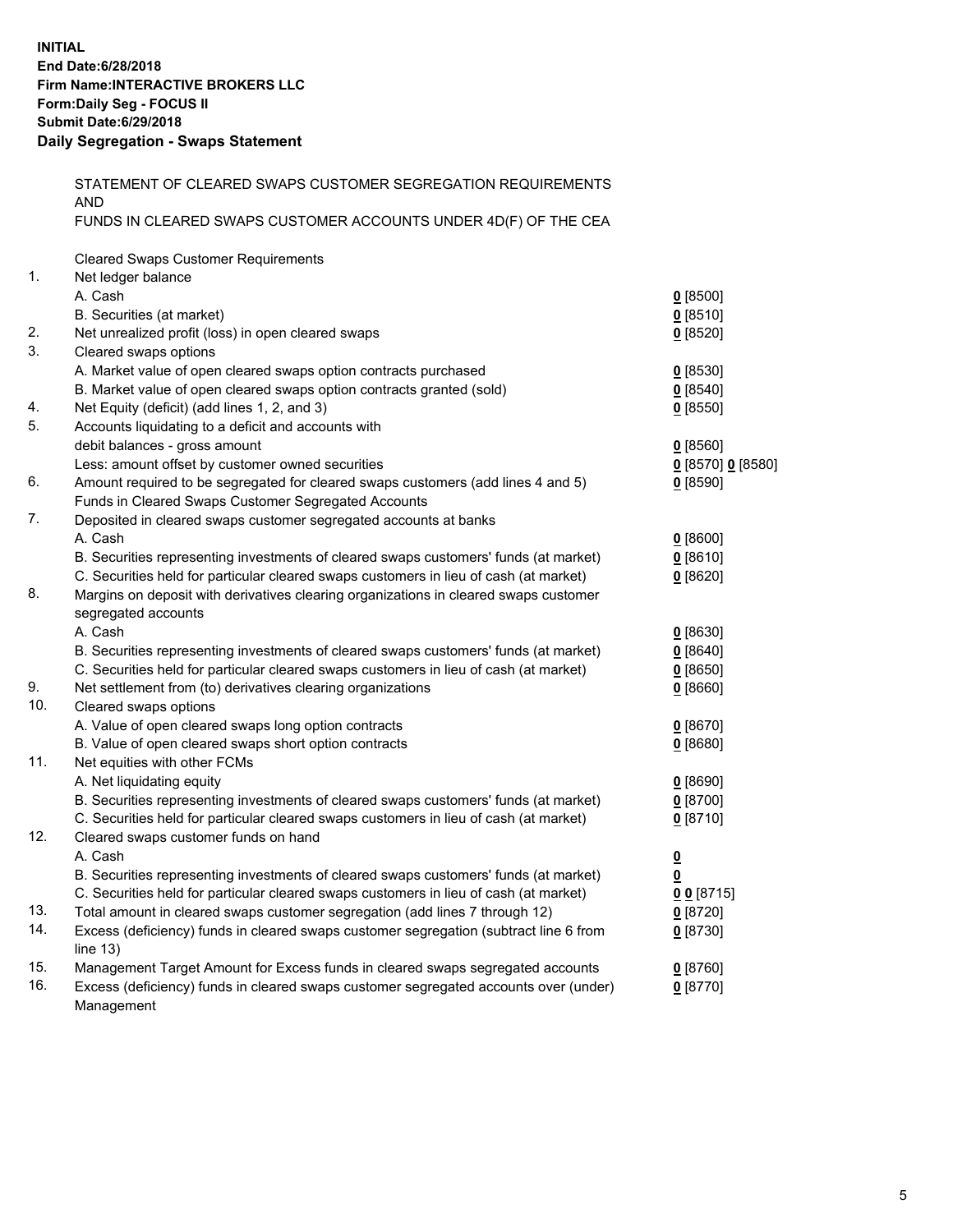**INITIAL**
**End Date:6/28/2018**
**Firm Name:INTERACTIVE BROKERS LLC**
**Form:Daily Seg - FOCUS II**
**Submit Date:6/29/2018**
**Daily Segregation - Swaps Statement**

STATEMENT OF CLEARED SWAPS CUSTOMER SEGREGATION REQUIREMENTS AND FUNDS IN CLEARED SWAPS CUSTOMER ACCOUNTS UNDER 4D(F) OF THE CEA

| | | |
|---|---|---|
| | Cleared Swaps Customer Requirements | |
| 1. | Net ledger balance | |
| | A. Cash | 0 [8500] |
| | B. Securities (at market) | 0 [8510] |
| 2. | Net unrealized profit (loss) in open cleared swaps | 0 [8520] |
| 3. | Cleared swaps options | |
| | A. Market value of open cleared swaps option contracts purchased | 0 [8530] |
| | B. Market value of open cleared swaps option contracts granted (sold) | 0 [8540] |
| 4. | Net Equity (deficit) (add lines 1, 2, and 3) | 0 [8550] |
| 5. | Accounts liquidating to a deficit and accounts with debit balances - gross amount | 0 [8560] |
| | Less: amount offset by customer owned securities | 0 [8570] 0 [8580] |
| 6. | Amount required to be segregated for cleared swaps customers (add lines 4 and 5) | 0 [8590] |
| | Funds in Cleared Swaps Customer Segregated Accounts | |
| 7. | Deposited in cleared swaps customer segregated accounts at banks | |
| | A. Cash | 0 [8600] |
| | B. Securities representing investments of cleared swaps customers' funds (at market) | 0 [8610] |
| | C. Securities held for particular cleared swaps customers in lieu of cash (at market) | 0 [8620] |
| 8. | Margins on deposit with derivatives clearing organizations in cleared swaps customer segregated accounts | |
| | A. Cash | 0 [8630] |
| | B. Securities representing investments of cleared swaps customers' funds (at market) | 0 [8640] |
| | C. Securities held for particular cleared swaps customers in lieu of cash (at market) | 0 [8650] |
| 9. | Net settlement from (to) derivatives clearing organizations | 0 [8660] |
| 10. | Cleared swaps options | |
| | A. Value of open cleared swaps long option contracts | 0 [8670] |
| | B. Value of open cleared swaps short option contracts | 0 [8680] |
| 11. | Net equities with other FCMs | |
| | A. Net liquidating equity | 0 [8690] |
| | B. Securities representing investments of cleared swaps customers' funds (at market) | 0 [8700] |
| | C. Securities held for particular cleared swaps customers in lieu of cash (at market) | 0 [8710] |
| 12. | Cleared swaps customer funds on hand | |
| | A. Cash | 0 |
| | B. Securities representing investments of cleared swaps customers' funds (at market) | 0 |
| | C. Securities held for particular cleared swaps customers in lieu of cash (at market) | 0 0 [8715] |
| 13. | Total amount in cleared swaps customer segregation (add lines 7 through 12) | 0 [8720] |
| 14. | Excess (deficiency) funds in cleared swaps customer segregation (subtract line 6 from line 13) | 0 [8730] |
| 15. | Management Target Amount for Excess funds in cleared swaps segregated accounts | 0 [8760] |
| 16. | Excess (deficiency) funds in cleared swaps customer segregated accounts over (under) Management | 0 [8770] |